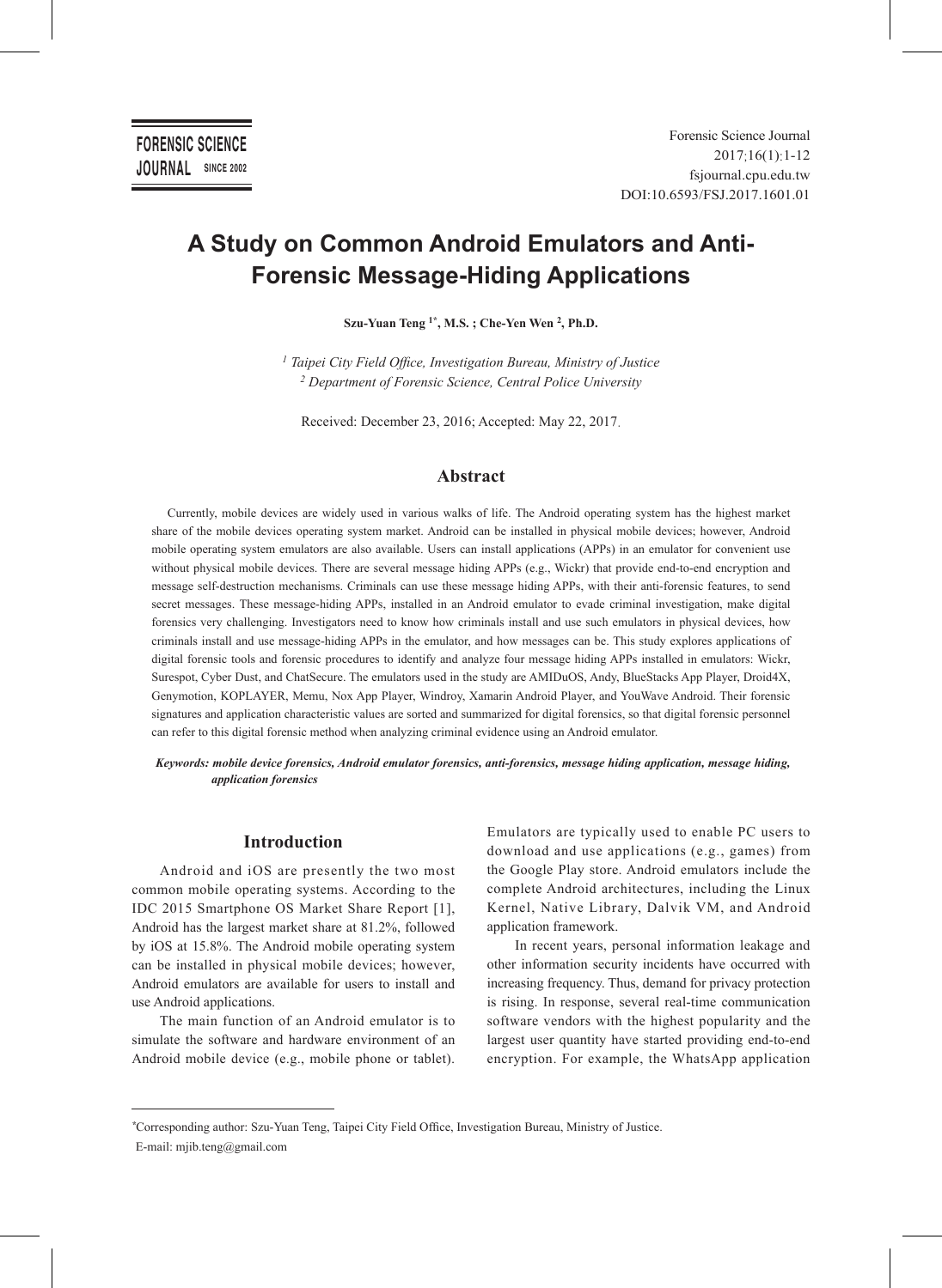FORENSIC SCIENCE JOURNAL SINCE 2002

Forensic Science Journal
2017;16(1):1-12
fsjournal.cpu.edu.tw
DOI:10.6593/FSJ.2017.1601.01

# A Study on Common Android Emulators and Anti-Forensic Message-Hiding Applications

**Szu-Yuan Teng [1*], M.S. ; Che-Yen Wen [2], Ph.D.**

*[1] Taipei City Field Office, Investigation Bureau, Ministry of Justice*
*[2] Department of Forensic Science, Central Police University*

Received: December 23, 2016; Accepted: May 22, 2017.

## Abstract

Currently, mobile devices are widely used in various walks of life. The Android operating system has the highest market share of the mobile devices operating system market. Android can be installed in physical mobile devices; however, Android mobile operating system emulators are also available. Users can install applications (APPs) in an emulator for convenient use without physical mobile devices. There are several message hiding APPs (e.g., Wickr) that provide end-to-end encryption and message self-destruction mechanisms. Criminals can use these message hiding APPs, with their anti-forensic features, to send secret messages. These message-hiding APPs, installed in an Android emulator to evade criminal investigation, make digital forensics very challenging. Investigators need to know how criminals install and use such emulators in physical devices, how criminals install and use message-hiding APPs in the emulator, and how messages can be. This study explores applications of digital forensic tools and forensic procedures to identify and analyze four message hiding APPs installed in emulators: Wickr, Surespot, Cyber Dust, and ChatSecure. The emulators used in the study are AMIDuOS, Andy, BlueStacks App Player, Droid4X, Genymotion, KOPLAYER, Memu, Nox App Player, Windroy, Xamarin Android Player, and YouWave Android. Their forensic signatures and application characteristic values are sorted and summarized for digital forensics, so that digital forensic personnel can refer to this digital forensic method when analyzing criminal evidence using an Android emulator.

***Keywords: mobile device forensics, Android emulator forensics, anti-forensics, message hiding application, message hiding, application forensics***

## Introduction

Android and iOS are presently the two most common mobile operating systems. According to the IDC 2015 Smartphone OS Market Share Report [1], Android has the largest market share at 81.2%, followed by iOS at 15.8%. The Android mobile operating system can be installed in physical mobile devices; however, Android emulators are available for users to install and use Android applications.

The main function of an Android emulator is to simulate the software and hardware environment of an Android mobile device (e.g., mobile phone or tablet). Emulators are typically used to enable PC users to download and use applications (e.g., games) from the Google Play store. Android emulators include the complete Android architectures, including the Linux Kernel, Native Library, Dalvik VM, and Android application framework.

In recent years, personal information leakage and other information security incidents have occurred with increasing frequency. Thus, demand for privacy protection is rising. In response, several real-time communication software vendors with the highest popularity and the largest user quantity have started providing end-to-end encryption. For example, the WhatsApp application

*Corresponding author: Szu-Yuan Teng, Taipei City Field Office, Investigation Bureau, Ministry of Justice.
E-mail: mjib.teng@gmail.com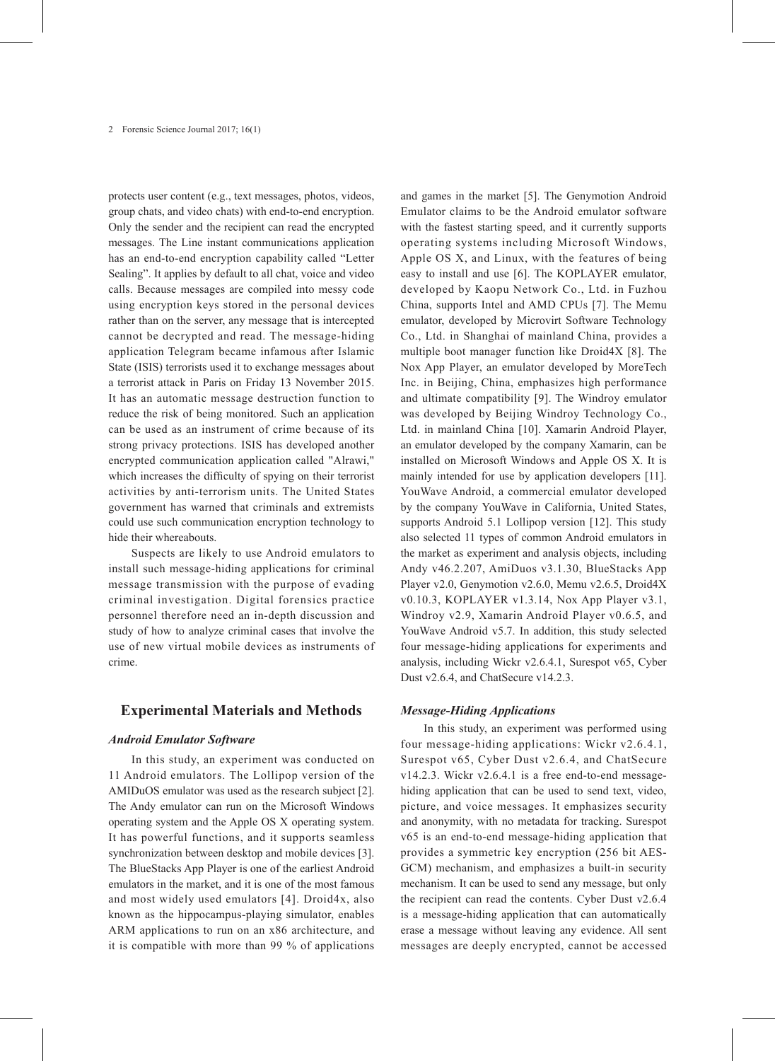protects user content (e.g., text messages, photos, videos, group chats, and video chats) with end-to-end encryption. Only the sender and the recipient can read the encrypted messages. The Line instant communications application has an end-to-end encryption capability called "Letter Sealing". It applies by default to all chat, voice and video calls. Because messages are compiled into messy code using encryption keys stored in the personal devices rather than on the server, any message that is intercepted cannot be decrypted and read. The message-hiding application Telegram became infamous after Islamic State (ISIS) terrorists used it to exchange messages about a terrorist attack in Paris on Friday 13 November 2015. It has an automatic message destruction function to reduce the risk of being monitored. Such an application can be used as an instrument of crime because of its strong privacy protections. ISIS has developed another encrypted communication application called "Alrawi," which increases the difficulty of spying on their terrorist activities by anti-terrorism units. The United States government has warned that criminals and extremists could use such communication encryption technology to hide their whereabouts.

Suspects are likely to use Android emulators to install such message-hiding applications for criminal message transmission with the purpose of evading criminal investigation. Digital forensics practice personnel therefore need an in-depth discussion and study of how to analyze criminal cases that involve the use of new virtual mobile devices as instruments of crime.

## Experimental Materials and Methods

### *Android Emulator Software*

In this study, an experiment was conducted on 11 Android emulators. The Lollipop version of the AMIDuOS emulator was used as the research subject [2]. The Andy emulator can run on the Microsoft Windows operating system and the Apple OS X operating system. It has powerful functions, and it supports seamless synchronization between desktop and mobile devices [3]. The BlueStacks App Player is one of the earliest Android emulators in the market, and it is one of the most famous and most widely used emulators [4]. Droid4x, also known as the hippocampus-playing simulator, enables ARM applications to run on an x86 architecture, and it is compatible with more than 99 % of applications and games in the market [5]. The Genymotion Android Emulator claims to be the Android emulator software with the fastest starting speed, and it currently supports operating systems including Microsoft Windows, Apple OS X, and Linux, with the features of being easy to install and use [6]. The KOPLAYER emulator, developed by Kaopu Network Co., Ltd. in Fuzhou China, supports Intel and AMD CPUs [7]. The Memu emulator, developed by Microvirt Software Technology Co., Ltd. in Shanghai of mainland China, provides a multiple boot manager function like Droid4X [8]. The Nox App Player, an emulator developed by MoreTech Inc. in Beijing, China, emphasizes high performance and ultimate compatibility [9]. The Windroy emulator was developed by Beijing Windroy Technology Co., Ltd. in mainland China [10]. Xamarin Android Player, an emulator developed by the company Xamarin, can be installed on Microsoft Windows and Apple OS X. It is mainly intended for use by application developers [11]. YouWave Android, a commercial emulator developed by the company YouWave in California, United States, supports Android 5.1 Lollipop version [12]. This study also selected 11 types of common Android emulators in the market as experiment and analysis objects, including Andy v46.2.207, AmiDuos v3.1.30, BlueStacks App Player v2.0, Genymotion v2.6.0, Memu v2.6.5, Droid4X v0.10.3, KOPLAYER v1.3.14, Nox App Player v3.1, Windroy v2.9, Xamarin Android Player v0.6.5, and YouWave Android v5.7. In addition, this study selected four message-hiding applications for experiments and analysis, including Wickr v2.6.4.1, Surespot v65, Cyber Dust v2.6.4, and ChatSecure v14.2.3.

### *Message-Hiding Applications*

In this study, an experiment was performed using four message-hiding applications: Wickr v2.6.4.1, Surespot v65, Cyber Dust v2.6.4, and ChatSecure v14.2.3. Wickr v2.6.4.1 is a free end-to-end message-hiding application that can be used to send text, video, picture, and voice messages. It emphasizes security and anonymity, with no metadata for tracking. Surespot v65 is an end-to-end message-hiding application that provides a symmetric key encryption (256 bit AES-GCM) mechanism, and emphasizes a built-in security mechanism. It can be used to send any message, but only the recipient can read the contents. Cyber Dust v2.6.4 is a message-hiding application that can automatically erase a message without leaving any evidence. All sent messages are deeply encrypted, cannot be accessed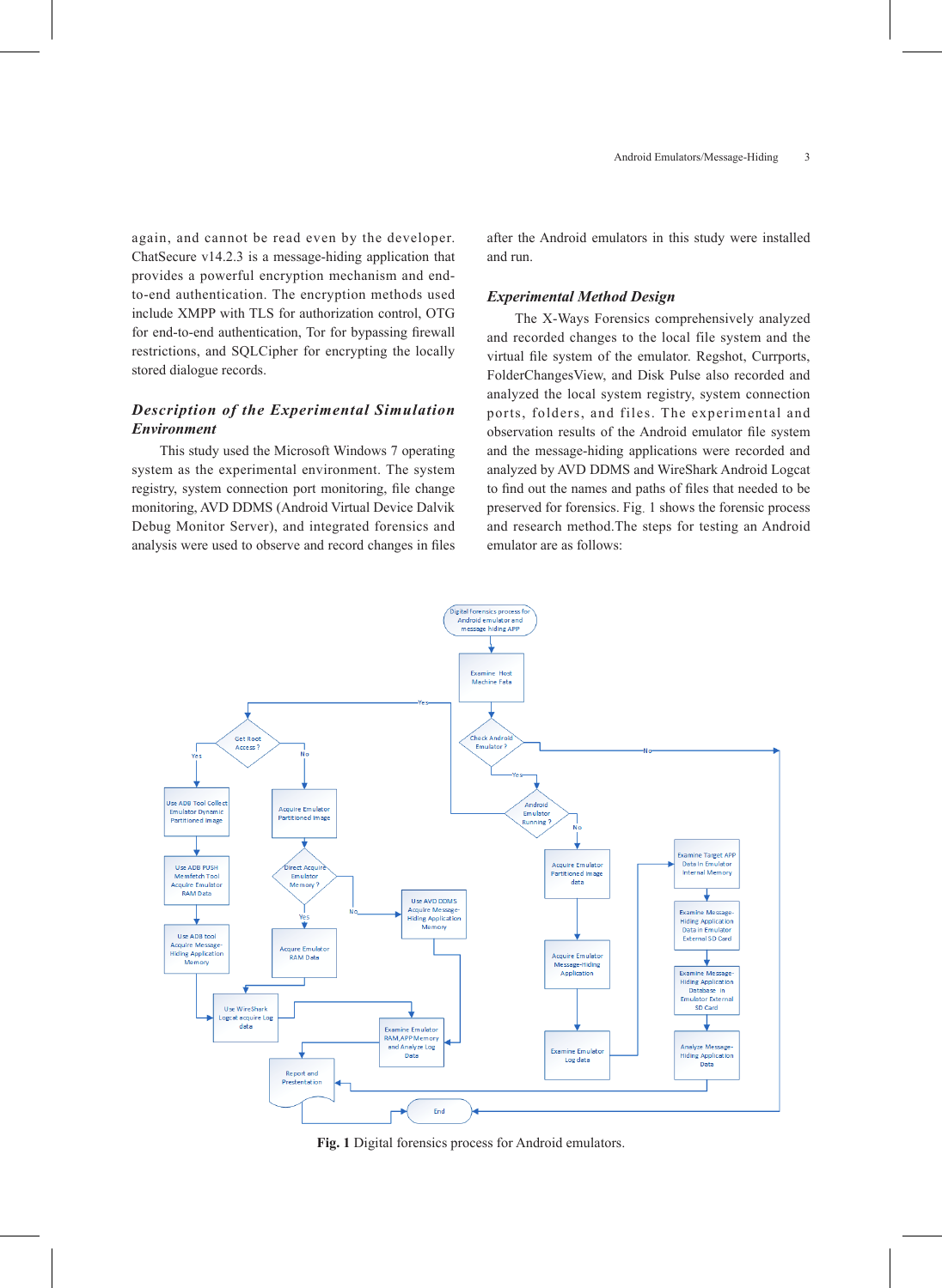again, and cannot be read even by the developer. ChatSecure v14.2.3 is a message-hiding application that provides a powerful encryption mechanism and end-to-end authentication. The encryption methods used include XMPP with TLS for authorization control, OTG for end-to-end authentication, Tor for bypassing firewall restrictions, and SQLCipher for encrypting the locally stored dialogue records.

## *Description of the Experimental Simulation Environment*

This study used the Microsoft Windows 7 operating system as the experimental environment. The system registry, system connection port monitoring, file change monitoring, AVD DDMS (Android Virtual Device Dalvik Debug Monitor Server), and integrated forensics and analysis were used to observe and record changes in files after the Android emulators in this study were installed and run.

## *Experimental Method Design*

The X-Ways Forensics comprehensively analyzed and recorded changes to the local file system and the virtual file system of the emulator. Regshot, Currports, FolderChangesView, and Disk Pulse also recorded and analyzed the local system registry, system connection ports, folders, and files. The experimental and observation results of the Android emulator file system and the message-hiding applications were recorded and analyzed by AVD DDMS and WireShark Android Logcat to find out the names and paths of files that needed to be preserved for forensics. Fig. 1 shows the forensic process and research method.The steps for testing an Android emulator are as follows:

**Fig. 1** Digital forensics process for Android emulators.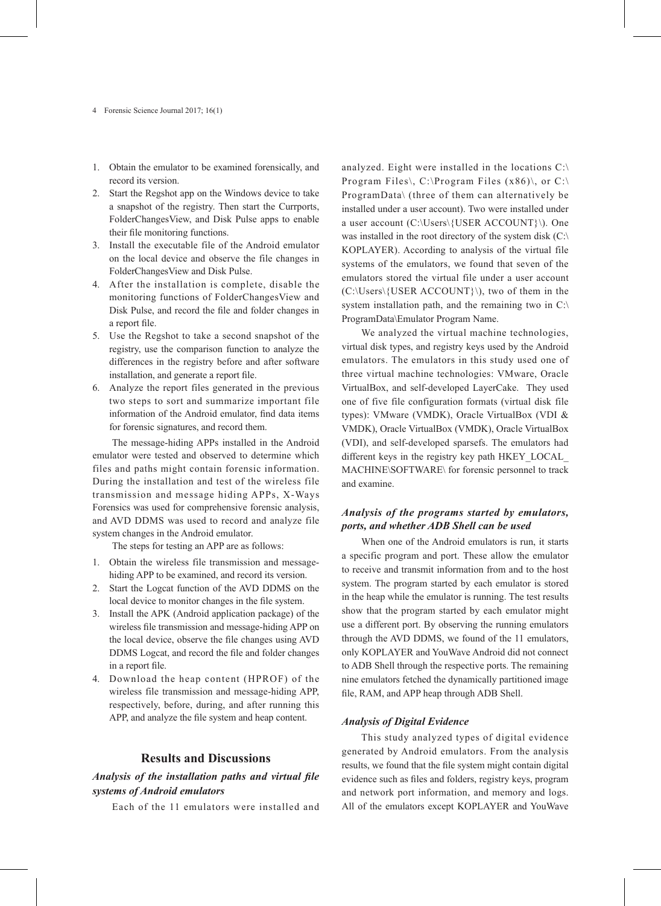1. Obtain the emulator to be examined forensically, and record its version.
2. Start the Regshot app on the Windows device to take a snapshot of the registry. Then start the Currports, FolderChangesView, and Disk Pulse apps to enable their file monitoring functions.
3. Install the executable file of the Android emulator on the local device and observe the file changes in FolderChangesView and Disk Pulse.
4. After the installation is complete, disable the monitoring functions of FolderChangesView and Disk Pulse, and record the file and folder changes in a report file.
5. Use the Regshot to take a second snapshot of the registry, use the comparison function to analyze the differences in the registry before and after software installation, and generate a report file.
6. Analyze the report files generated in the previous two steps to sort and summarize important file information of the Android emulator, find data items for forensic signatures, and record them.

The message-hiding APPs installed in the Android emulator were tested and observed to determine which files and paths might contain forensic information. During the installation and test of the wireless file transmission and message hiding APPs, X-Ways Forensics was used for comprehensive forensic analysis, and AVD DDMS was used to record and analyze file system changes in the Android emulator.

The steps for testing an APP are as follows:

1. Obtain the wireless file transmission and message-hiding APP to be examined, and record its version.
2. Start the Logcat function of the AVD DDMS on the local device to monitor changes in the file system.
3. Install the APK (Android application package) of the wireless file transmission and message-hiding APP on the local device, observe the file changes using AVD DDMS Logcat, and record the file and folder changes in a report file.
4. Download the heap content (HPROF) of the wireless file transmission and message-hiding APP, respectively, before, during, and after running this APP, and analyze the file system and heap content.

## Results and Discussions

### *Analysis of the installation paths and virtual file systems of Android emulators*

Each of the 11 emulators were installed and analyzed. Eight were installed in the locations C:\Program Files\, C:\Program Files (x86)\, or C:\ProgramData\ (three of them can alternatively be installed under a user account). Two were installed under a user account (C:\Users\{USER ACCOUNT}\). One was installed in the root directory of the system disk (C:\KOPLAYER). According to analysis of the virtual file systems of the emulators, we found that seven of the emulators stored the virtual file under a user account (C:\Users\{USER ACCOUNT}\), two of them in the system installation path, and the remaining two in C:\ProgramData\Emulator Program Name.

We analyzed the virtual machine technologies, virtual disk types, and registry keys used by the Android emulators. The emulators in this study used one of three virtual machine technologies: VMware, Oracle VirtualBox, and self-developed LayerCake. They used one of five file configuration formats (virtual disk file types): VMware (VMDK), Oracle VirtualBox (VDI & VMDK), Oracle VirtualBox (VMDK), Oracle VirtualBox (VDI), and self-developed sparsefs. The emulators had different keys in the registry key path HKEY_LOCAL_MACHINE\SOFTWARE\ for forensic personnel to track and examine.

### *Analysis of the programs started by emulators, ports, and whether ADB Shell can be used*

When one of the Android emulators is run, it starts a specific program and port. These allow the emulator to receive and transmit information from and to the host system. The program started by each emulator is stored in the heap while the emulator is running. The test results show that the program started by each emulator might use a different port. By observing the running emulators through the AVD DDMS, we found of the 11 emulators, only KOPLAYER and YouWave Android did not connect to ADB Shell through the respective ports. The remaining nine emulators fetched the dynamically partitioned image file, RAM, and APP heap through ADB Shell.

### *Analysis of Digital Evidence*

This study analyzed types of digital evidence generated by Android emulators. From the analysis results, we found that the file system might contain digital evidence such as files and folders, registry keys, program and network port information, and memory and logs. All of the emulators except KOPLAYER and YouWave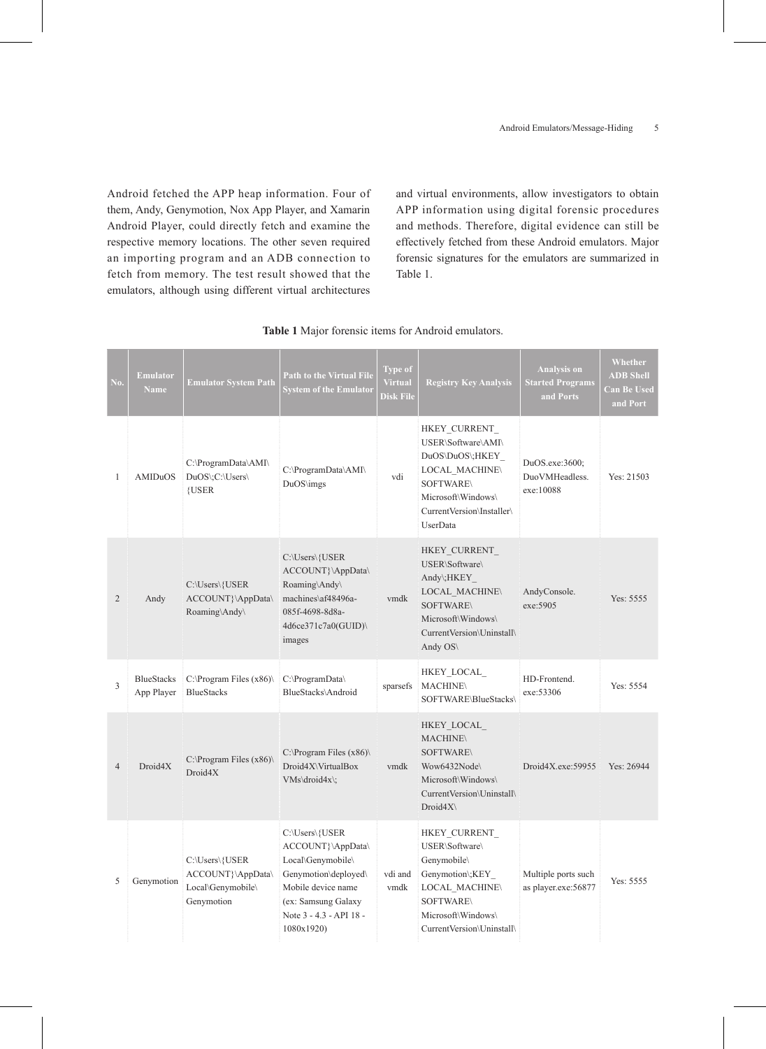Android fetched the APP heap information. Four of them, Andy, Genymotion, Nox App Player, and Xamarin Android Player, could directly fetch and examine the respective memory locations. The other seven required an importing program and an ADB connection to fetch from memory. The test result showed that the emulators, although using different virtual architectures and virtual environments, allow investigators to obtain APP information using digital forensic procedures and methods. Therefore, digital evidence can still be effectively fetched from these Android emulators. Major forensic signatures for the emulators are summarized in Table 1.

**Table 1** Major forensic items for Android emulators.

| No. | Emulator Name | Emulator System Path | Path to the Virtual File System of the Emulator | Type of Virtual Disk File | Registry Key Analysis | Analysis on Started Programs and Ports | Whether ADB Shell Can Be Used and Port |
|---|---|---|---|---|---|---|---|
| 1 | AMIDuOS | C:\ProgramData\AMI\DuOS\;C:\Users\{USER | C:\ProgramData\AMI\DuOS\imgs | vdi | HKEY_CURRENT_USER\Software\AMI\DuOS\DuOS\;HKEY_LOCAL_MACHINE\SOFTWARE\Microsoft\Windows\CurrentVersion\Installer\UserData | DuOS.exe:3600; DuoVMHeadless.exe:10088 | Yes: 21503 |
| 2 | Andy | C:\Users\{USER ACCOUNT}\AppData\Roaming\Andy\ | C:\Users\{USER ACCOUNT}\AppData\Roaming\Andy\machines\af48496a-085f-4698-8d8a-4d6ce371c7a0(GUID)\images | vmdk | HKEY_CURRENT_USER\Software\Andy\;HKEY_LOCAL_MACHINE\SOFTWARE\Microsoft\Windows\CurrentVersion\Uninstall\Andy OS\ | AndyConsole.exe:5905 | Yes: 5555 |
| 3 | BlueStacks App Player | C:\Program Files (x86)\BlueStacks | C:\ProgramData\BlueStacks\Android | sparsefs | HKEY_LOCAL_MACHINE\SOFTWARE\BlueStacks\ | HD-Frontend.exe:53306 | Yes: 5554 |
| 4 | Droid4X | C:\Program Files (x86)\Droid4X | C:\Program Files (x86)\Droid4X\VirtualBox VMs\droid4x\; | vmdk | HKEY_LOCAL_MACHINE\SOFTWARE\Wow6432Node\Microsoft\Windows\CurrentVersion\Uninstall\Droid4X\ | Droid4X.exe:59955 | Yes: 26944 |
| 5 | Genymotion | C:\Users\{USER ACCOUNT}\AppData\Local\Genymobile\Genymotion | C:\Users\{USER ACCOUNT}\AppData\Local\Genymobile\Genymotion\deployed\Mobile device name (ex: Samsung Galaxy Note 3 - 4.3 - API 18 - 1080x1920) | vdi and vmdk | HKEY_CURRENT_USER\Software\Genymobile\Genymotion\;KEY_LOCAL_MACHINE\SOFTWARE\Microsoft\Windows\CurrentVersion\Uninstall\ | Multiple ports such as player.exe:56877 | Yes: 5555 |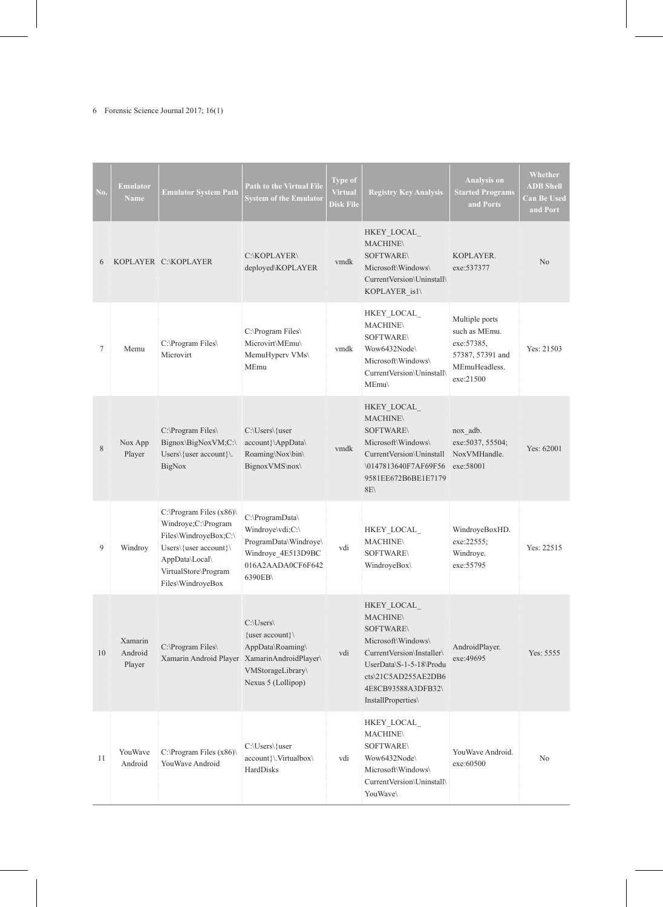| No. | Emulator Name | Emulator System Path | Path to the Virtual File System of the Emulator | Type of Virtual Disk File | Registry Key Analysis | Analysis on Started Programs and Ports | Whether ADB Shell Can Be Used and Port |
|---|---|---|---|---|---|---|---|
| 6 | KOPLAYER | C:\KOPLAYER | C:\KOPLAYER\deployed\KOPLAYER | vmdk | HKEY_LOCAL_MACHINE\SOFTWARE\Microsoft\Windows\CurrentVersion\Uninstall\KOPLAYER_is1\ | KOPLAYER.exe:537377 | No |
| 7 | Memu | C:\Program Files\Microvirt | C:\Program Files\Microvirt\MEmu\MemuHyperv VMs\MEmu | vmdk | HKEY_LOCAL_MACHINE\SOFTWARE\Wow6432Node\Microsoft\Windows\CurrentVersion\Uninstall\MEmu\ | Multiple ports such as MEmu.exe:57385, 57387, 57391 and MEmuHeadless.exe:21500 | Yes: 21503 |
| 8 | Nox App Player | C:\Program Files\Bignox\BigNoxVM;C:\Users\{user account}\.BigNox | C:\Users\{user account}\AppData\Roaming\Nox\bin\BignoxVMS\nox\ | vmdk | HKEY_LOCAL_MACHINE\SOFTWARE\Microsoft\Windows\CurrentVersion\Uninstall\0147813640F7AF69F569581EE672B6BE1E71798E\ | nox_adb.exe:5037, 55504; NoxVMHandle.exe:58001 | Yes: 62001 |
| 9 | Windroy | C:\Program Files (x86)\Windroye;C:\Program Files\WindroyeBox;C:\Users\{user account}\AppData\Local\VirtualStore\Program Files\WindroyeBox | C:\ProgramData\Windroye\vdi;C:\ProgramData\Windroye\Windroye_4E513D9BC016A2AADA0CF6F6426390EB\ | vdi | HKEY_LOCAL_MACHINE\SOFTWARE\WindroyeBox\ | WindroyeBoxHD.exe:22555; Windroye.exe:55795 | Yes: 22515 |
| 10 | Xamarin Android Player | C:\Program Files\Xamarin Android Player | C:\Users\{user account}\AppData\Roaming\XamarinAndroidPlayer\VMStorageLibrary\Nexus 5 (Lollipop) | vdi | HKEY_LOCAL_MACHINE\SOFTWARE\Microsoft\Windows\CurrentVersion\Installer\UserData\S-1-5-18\Products\21C5AD255AE2DB64E8CB93588A3DFB32\InstallProperties\ | AndroidPlayer.exe:49695 | Yes: 5555 |
| 11 | YouWave Android | C:\Program Files (x86)\YouWave Android | C:\Users\{user account}\.Virtualbox\HardDisks | vdi | HKEY_LOCAL_MACHINE\SOFTWARE\Wow6432Node\Microsoft\Windows\CurrentVersion\Uninstall\YouWave\ | YouWave Android.exe:60500 | No |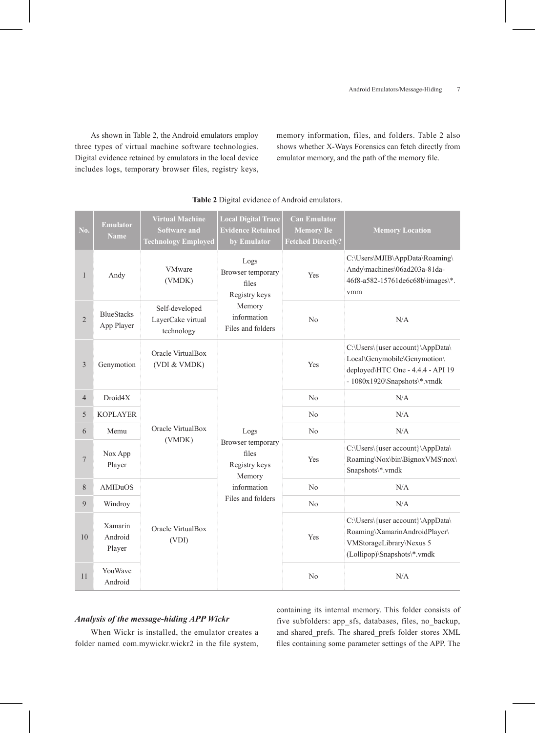As shown in Table 2, the Android emulators employ three types of virtual machine software technologies. Digital evidence retained by emulators in the local device includes logs, temporary browser files, registry keys, memory information, files, and folders. Table 2 also shows whether X-Ways Forensics can fetch directly from emulator memory, and the path of the memory file.

**Table 2** Digital evidence of Android emulators.

| No. | Emulator Name | Virtual Machine Software and Technology Employed | Local Digital Trace Evidence Retained by Emulator | Can Emulator Memory Be Fetched Directly? | Memory Location |
|---|---|---|---|---|---|
| 1 | Andy | VMware (VMDK) | Logs<br>Browser temporary files<br>Registry keys<br>Memory information<br>Files and folders | Yes | C:\Users\MJIB\AppData\Roaming\Andy\machines\06ad203a-81da-46f8-a582-15761de6c68b\images\*.vmm |
| 2 | BlueStacks App Player | Self-developed LayerCake virtual technology | | No | N/A |
| 3 | Genymotion | Oracle VirtualBox (VDI & VMDK) | Logs<br>Browser temporary files<br>Registry keys<br>Memory information<br>Files and folders | Yes | C:\Users\{user account}\AppData\Local\Genymobile\Genymotion\deployed\HTC One - 4.4.4 - API 19 - 1080x1920\Snapshots\*.vmdk |
| 4 | Droid4X | Oracle VirtualBox (VMDK) | | No | N/A |
| 5 | KOPLAYER | | | No | N/A |
| 6 | Memu | | | No | N/A |
| 7 | Nox App Player | | | Yes | C:\Users\{user account}\AppData\Roaming\Nox\bin\BignoxVMS\nox\Snapshots\*.vmdk |
| 8 | AMIDuOS | Oracle VirtualBox (VDI) | | No | N/A |
| 9 | Windroy | | | No | N/A |
| 10 | Xamarin Android Player | | | Yes | C:\Users\{user account}\AppData\Roaming\XamarinAndroidPlayer\VMStorageLibrary\Nexus 5 (Lollipop)\Snapshots\*.vmdk |
| 11 | YouWave Android | | | No | N/A |

### *Analysis of the message-hiding APP Wickr*

When Wickr is installed, the emulator creates a folder named com.mywickr.wickr2 in the file system, containing its internal memory. This folder consists of five subfolders: app_sfs, databases, files, no_backup, and shared_prefs. The shared_prefs folder stores XML files containing some parameter settings of the APP. The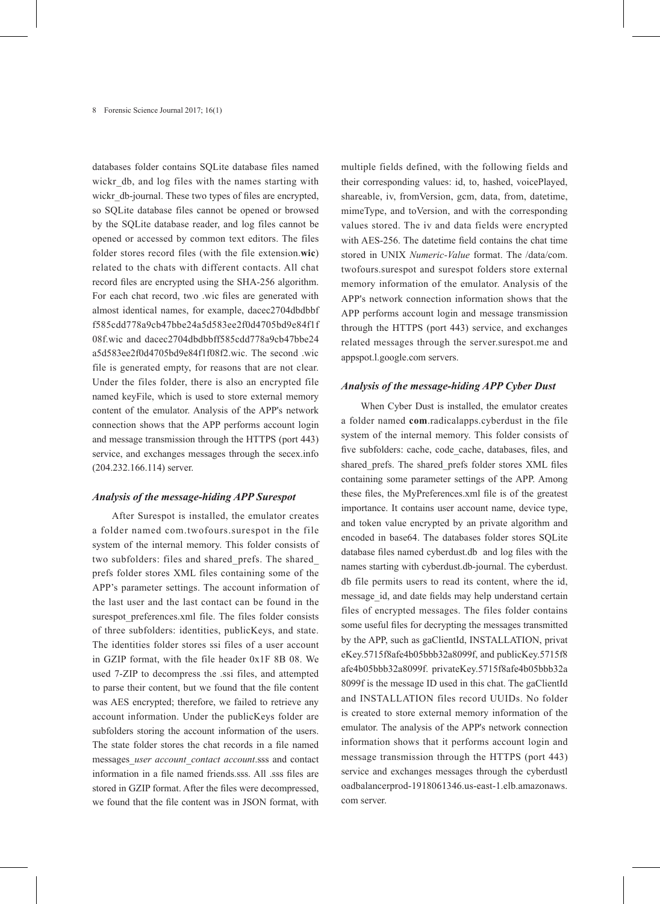databases folder contains SQLite database files named wickr_db, and log files with the names starting with wickr_db-journal. These two types of files are encrypted, so SQLite database files cannot be opened or browsed by the SQLite database reader, and log files cannot be opened or accessed by common text editors. The files folder stores record files (with the file extension.**wic**) related to the chats with different contacts. All chat record files are encrypted using the SHA-256 algorithm. For each chat record, two .wic files are generated with almost identical names, for example, dacec2704dbdbbff585cdd778a9cb47bbe24a5d583ee2f0d4705bd9e84f1f08f.wic and dacec2704dbdbbff585cdd778a9cb47bbe24a5d583ee2f0d4705bd9e84f1f08f2.wic. The second .wic file is generated empty, for reasons that are not clear. Under the files folder, there is also an encrypted file named keyFile, which is used to store external memory content of the emulator. Analysis of the APP's network connection shows that the APP performs account login and message transmission through the HTTPS (port 443) service, and exchanges messages through the secex.info (204.232.166.114) server.

### *Analysis of the message-hiding APP Surespot*

After Surespot is installed, the emulator creates a folder named com.twofours.surespot in the file system of the internal memory. This folder consists of two subfolders: files and shared_prefs. The shared_prefs folder stores XML files containing some of the APP's parameter settings. The account information of the last user and the last contact can be found in the surespot_preferences.xml file. The files folder consists of three subfolders: identities, publicKeys, and state. The identities folder stores ssi files of a user account in GZIP format, with the file header 0x1F 8B 08. We used 7-ZIP to decompress the .ssi files, and attempted to parse their content, but we found that the file content was AES encrypted; therefore, we failed to retrieve any account information. Under the publicKeys folder are subfolders storing the account information of the users. The state folder stores the chat records in a file named messages_*user account_contact account*.sss and contact information in a file named friends.sss. All .sss files are stored in GZIP format. After the files were decompressed, we found that the file content was in JSON format, with multiple fields defined, with the following fields and their corresponding values: id, to, hashed, voicePlayed, shareable, iv, fromVersion, gcm, data, from, datetime, mimeType, and toVersion, and with the corresponding values stored. The iv and data fields were encrypted with AES-256. The datetime field contains the chat time stored in UNIX *Numeric-Value* format. The /data/com.twofours.surespot and surespot folders store external memory information of the emulator. Analysis of the APP's network connection information shows that the APP performs account login and message transmission through the HTTPS (port 443) service, and exchanges related messages through the server.surespot.me and appspot.l.google.com servers.

### *Analysis of the message-hiding APP Cyber Dust*

When Cyber Dust is installed, the emulator creates a folder named **com**.radicalapps.cyberdust in the file system of the internal memory. This folder consists of five subfolders: cache, code_cache, databases, files, and shared_prefs. The shared_prefs folder stores XML files containing some parameter settings of the APP. Among these files, the MyPreferences.xml file is of the greatest importance. It contains user account name, device type, and token value encrypted by an private algorithm and encoded in base64. The databases folder stores SQLite database files named cyberdust.db and log files with the names starting with cyberdust.db-journal. The cyberdust.db file permits users to read its content, where the id, message_id, and date fields may help understand certain files of encrypted messages. The files folder contains some useful files for decrypting the messages transmitted by the APP, such as gaClientId, INSTALLATION, privateKey.5715f8afe4b05bbb32a8099f, and publicKey.5715f8afe4b05bbb32a8099f. privateKey.5715f8afe4b05bbb32a8099f is the message ID used in this chat. The gaClientId and INSTALLATION files record UUIDs. No folder is created to store external memory information of the emulator. The analysis of the APP's network connection information shows that it performs account login and message transmission through the HTTPS (port 443) service and exchanges messages through the cyberdustloadbalancerprod-1918061346.us-east-1.elb.amazonaws.com server.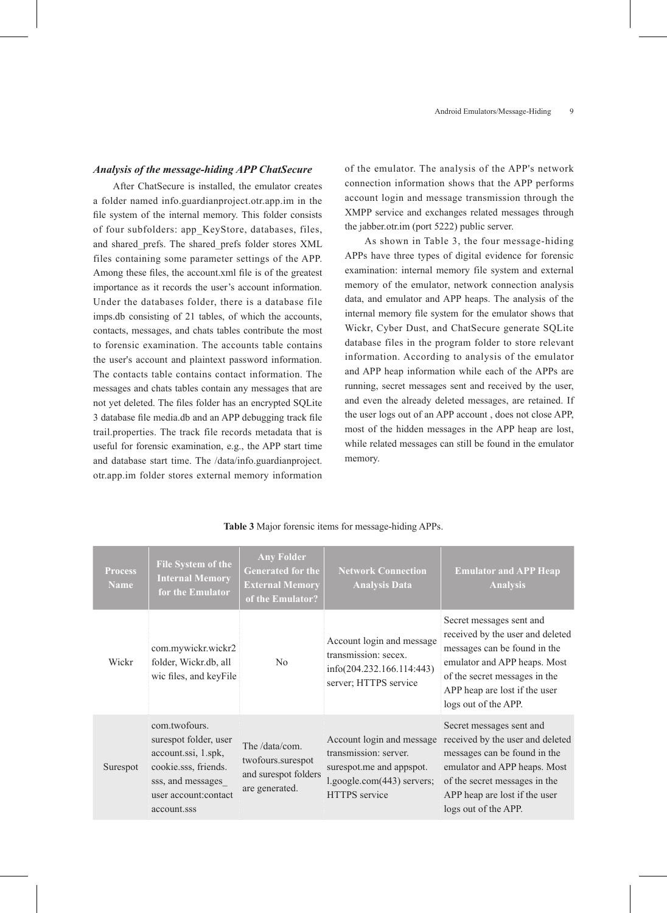### *Analysis of the message-hiding APP ChatSecure*

After ChatSecure is installed, the emulator creates a folder named info.guardianproject.otr.app.im in the file system of the internal memory. This folder consists of four subfolders: app_KeyStore, databases, files, and shared_prefs. The shared_prefs folder stores XML files containing some parameter settings of the APP. Among these files, the account.xml file is of the greatest importance as it records the user's account information. Under the databases folder, there is a database file imps.db consisting of 21 tables, of which the accounts, contacts, messages, and chats tables contribute the most to forensic examination. The accounts table contains the user's account and plaintext password information. The contacts table contains contact information. The messages and chats tables contain any messages that are not yet deleted. The files folder has an encrypted SQLite 3 database file media.db and an APP debugging track file trail.properties. The track file records metadata that is useful for forensic examination, e.g., the APP start time and database start time. The /data/info.guardianproject.otr.app.im folder stores external memory information of the emulator. The analysis of the APP's network connection information shows that the APP performs account login and message transmission through the XMPP service and exchanges related messages through the jabber.otr.im (port 5222) public server.

As shown in Table 3, the four message-hiding APPs have three types of digital evidence for forensic examination: internal memory file system and external memory of the emulator, network connection analysis data, and emulator and APP heaps. The analysis of the internal memory file system for the emulator shows that Wickr, Cyber Dust, and ChatSecure generate SQLite database files in the program folder to store relevant information. According to analysis of the emulator and APP heap information while each of the APPs are running, secret messages sent and received by the user, and even the already deleted messages, are retained. If the user logs out of an APP account , does not close APP, most of the hidden messages in the APP heap are lost, while related messages can still be found in the emulator memory.

**Table 3** Major forensic items for message-hiding APPs.

| Process Name | File System of the Internal Memory for the Emulator | Any Folder Generated for the External Memory of the Emulator? | Network Connection Analysis Data | Emulator and APP Heap Analysis |
|---|---|---|---|---|
| Wickr | com.mywickr.wickr2 folder, Wickr.db, all wic files, and keyFile | No | Account login and message transmission: secex.info(204.232.166.114:443) server; HTTPS service | Secret messages sent and received by the user and deleted messages can be found in the emulator and APP heaps. Most of the secret messages in the APP heap are lost if the user logs out of the APP. |
| Surespot | com.twofours.surespot folder, user account.ssi, 1.spk, cookie.sss, friends.sss, and messages_user account:contact account.sss | The /data/com.twofours.surespot and surespot folders are generated. | Account login and message transmission: server.surespot.me and appspot.l.google.com(443) servers; HTTPS service | Secret messages sent and received by the user and deleted messages can be found in the emulator and APP heaps. Most of the secret messages in the APP heap are lost if the user logs out of the APP. |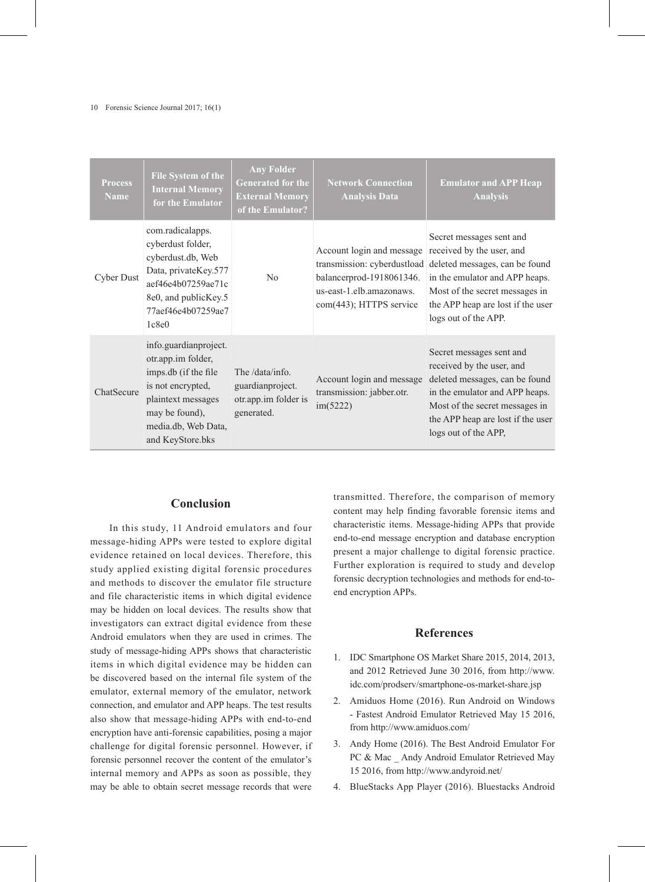| Process Name | File System of the Internal Memory for the Emulator | Any Folder Generated for the External Memory of the Emulator? | Network Connection Analysis Data | Emulator and APP Heap Analysis |
|---|---|---|---|---|
| Cyber Dust | com.radicalapps.cyberdust folder, cyberdust.db, Web Data, privateKey.577aef46e4b07259ae71c8e0, and publicKey.577aef46e4b07259ae71c8e0 | No | Account login and message transmission: cyberdustloadbalancerprod-1918061346.us-east-1.elb.amazonaws.com(443); HTTPS service | Secret messages sent and received by the user, and deleted messages, can be found in the emulator and APP heaps. Most of the secret messages in the APP heap are lost if the user logs out of the APP. |
| ChatSecure | info.guardianproject.otr.app.im folder, imps.db (if the file is not encrypted, plaintext messages may be found), media.db, Web Data, and KeyStore.bks | The /data/info.guardianproject.otr.app.im folder is generated. | Account login and message transmission: jabber.otr.im(5222) | Secret messages sent and received by the user, and deleted messages, can be found in the emulator and APP heaps. Most of the secret messages in the APP heap are lost if the user logs out of the APP, |

## Conclusion

In this study, 11 Android emulators and four message-hiding APPs were tested to explore digital evidence retained on local devices. Therefore, this study applied existing digital forensic procedures and methods to discover the emulator file structure and file characteristic items in which digital evidence may be hidden on local devices. The results show that investigators can extract digital evidence from these Android emulators when they are used in crimes. The study of message-hiding APPs shows that characteristic items in which digital evidence may be hidden can be discovered based on the internal file system of the emulator, external memory of the emulator, network connection, and emulator and APP heaps. The test results also show that message-hiding APPs with end-to-end encryption have anti-forensic capabilities, posing a major challenge for digital forensic personnel. However, if forensic personnel recover the content of the emulator's internal memory and APPs as soon as possible, they may be able to obtain secret message records that were transmitted. Therefore, the comparison of memory content may help finding favorable forensic items and characteristic items. Message-hiding APPs that provide end-to-end message encryption and database encryption present a major challenge to digital forensic practice. Further exploration is required to study and develop forensic decryption technologies and methods for end-to-end encryption APPs.

## References

1. IDC Smartphone OS Market Share 2015, 2014, 2013, and 2012 Retrieved June 30 2016, from http://www.idc.com/prodserv/smartphone-os-market-share.jsp
2. Amiduos Home (2016). Run Android on Windows - Fastest Android Emulator Retrieved May 15 2016, from http://www.amiduos.com/
3. Andy Home (2016). The Best Android Emulator For PC & Mac _ Andy Android Emulator Retrieved May 15 2016, from http://www.andyroid.net/
4. BlueStacks App Player (2016). Bluestacks Android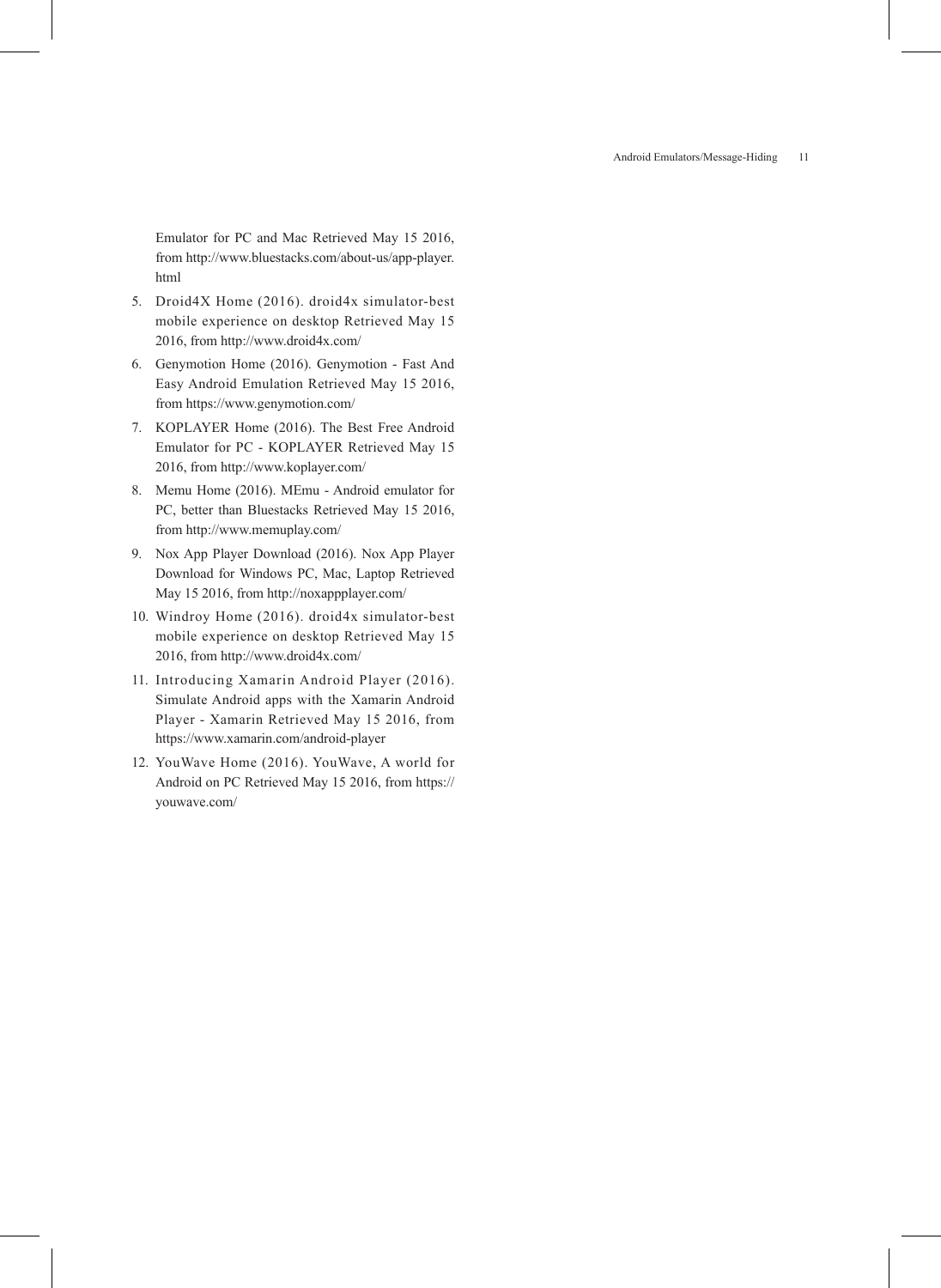Emulator for PC and Mac Retrieved May 15 2016, from http://www.bluestacks.com/about-us/app-player.html

5. Droid4X Home (2016). droid4x simulator-best mobile experience on desktop Retrieved May 15 2016, from http://www.droid4x.com/
6. Genymotion Home (2016). Genymotion - Fast And Easy Android Emulation Retrieved May 15 2016, from https://www.genymotion.com/
7. KOPLAYER Home (2016). The Best Free Android Emulator for PC - KOPLAYER Retrieved May 15 2016, from http://www.koplayer.com/
8. Memu Home (2016). MEmu - Android emulator for PC, better than Bluestacks Retrieved May 15 2016, from http://www.memuplay.com/
9. Nox App Player Download (2016). Nox App Player Download for Windows PC, Mac, Laptop Retrieved May 15 2016, from http://noxappplayer.com/
10. Windroy Home (2016). droid4x simulator-best mobile experience on desktop Retrieved May 15 2016, from http://www.droid4x.com/
11. Introducing Xamarin Android Player (2016). Simulate Android apps with the Xamarin Android Player - Xamarin Retrieved May 15 2016, from https://www.xamarin.com/android-player
12. YouWave Home (2016). YouWave, A world for Android on PC Retrieved May 15 2016, from https://youwave.com/